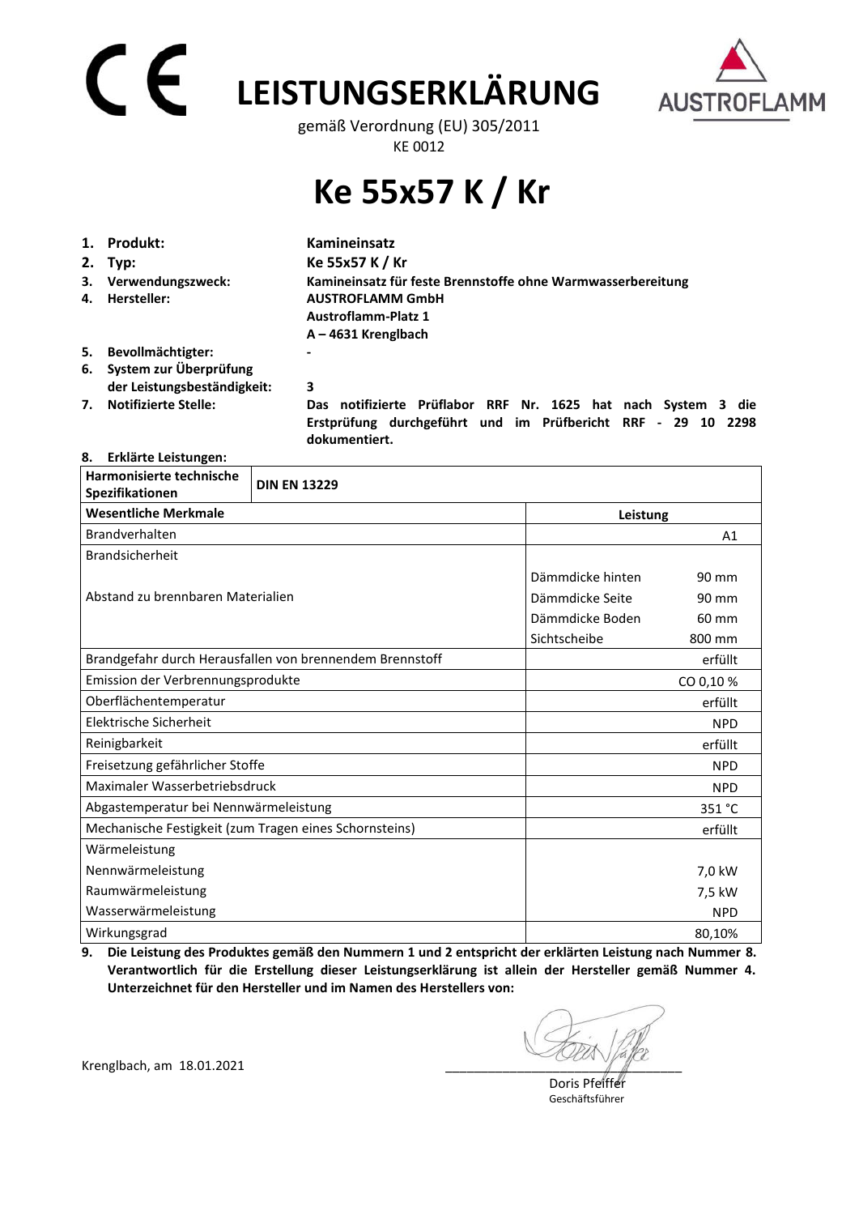# LEISTUNGSERKLÄRUNG

gemäß Verordnung (EU) 305/2011

KE 0012

# Ke 55x57 K / Kr

1. **Produkt:** **Kamineinsatz**
2. **Typ:** **Ke 55x57 K / Kr**
3. **Verwendungszweck:** **Kamineinsatz für feste Brennstoffe ohne Warmwasserbereitung**
4. **Hersteller:** **AUSTROFLAMM GmbH**
   **Austroflamm-Platz 1**
   **A – 4631 Krenglbach**
5. **Bevollmächtigter:** -
6. **System zur Überprüfung der Leistungsbeständigkeit:** **3**
7. **Notifizierte Stelle:** **Das notifizierte Prüflabor RRF Nr. 1625 hat nach System 3 die Erstprüfung durchgeführt und im Prüfbericht RRF - 29 10 2298 dokumentiert.**
8. **Erklärte Leistungen:**

| **Harmonisierte technische Spezifikationen** | **DIN EN 13229** | |
|---|---|---|
| **Wesentliche Merkmale** | **Leistung** | |
| Brandverhalten | | A1 |
| Brandsicherheit | | |
| Abstand zu brennbaren Materialien | Dämmdicke hinten | 90 mm |
| | Dämmdicke Seite | 90 mm |
| | Dämmdicke Boden | 60 mm |
| | Sichtscheibe | 800 mm |
| Brandgefahr durch Herausfallen von brennendem Brennstoff | | erfüllt |
| Emission der Verbrennungsprodukte | | CO 0,10 % |
| Oberflächentemperatur | | erfüllt |
| Elektrische Sicherheit | | NPD |
| Reinigbarkeit | | erfüllt |
| Freisetzung gefährlicher Stoffe | | NPD |
| Maximaler Wasserbetriebsdruck | | NPD |
| Abgastemperatur bei Nennwärmeleistung | | 351 °C |
| Mechanische Festigkeit (zum Tragen eines Schornsteins) | | erfüllt |
| Wärmeleistung | | |
| Nennwärmeleistung | | 7,0 kW |
| Raumwärmeleistung | | 7,5 kW |
| Wasserwärmeleistung | | NPD |
| Wirkungsgrad | | 80,10% |

9. **Die Leistung des Produktes gemäß den Nummern 1 und 2 entspricht der erklärten Leistung nach Nummer 8. Verantwortlich für die Erstellung dieser Leistungserklärung ist allein der Hersteller gemäß Nummer 4. Unterzeichnet für den Hersteller und im Namen des Herstellers von:**

Krenglbach, am 18.01.2021

Doris Pfeiffer
Geschäftsführer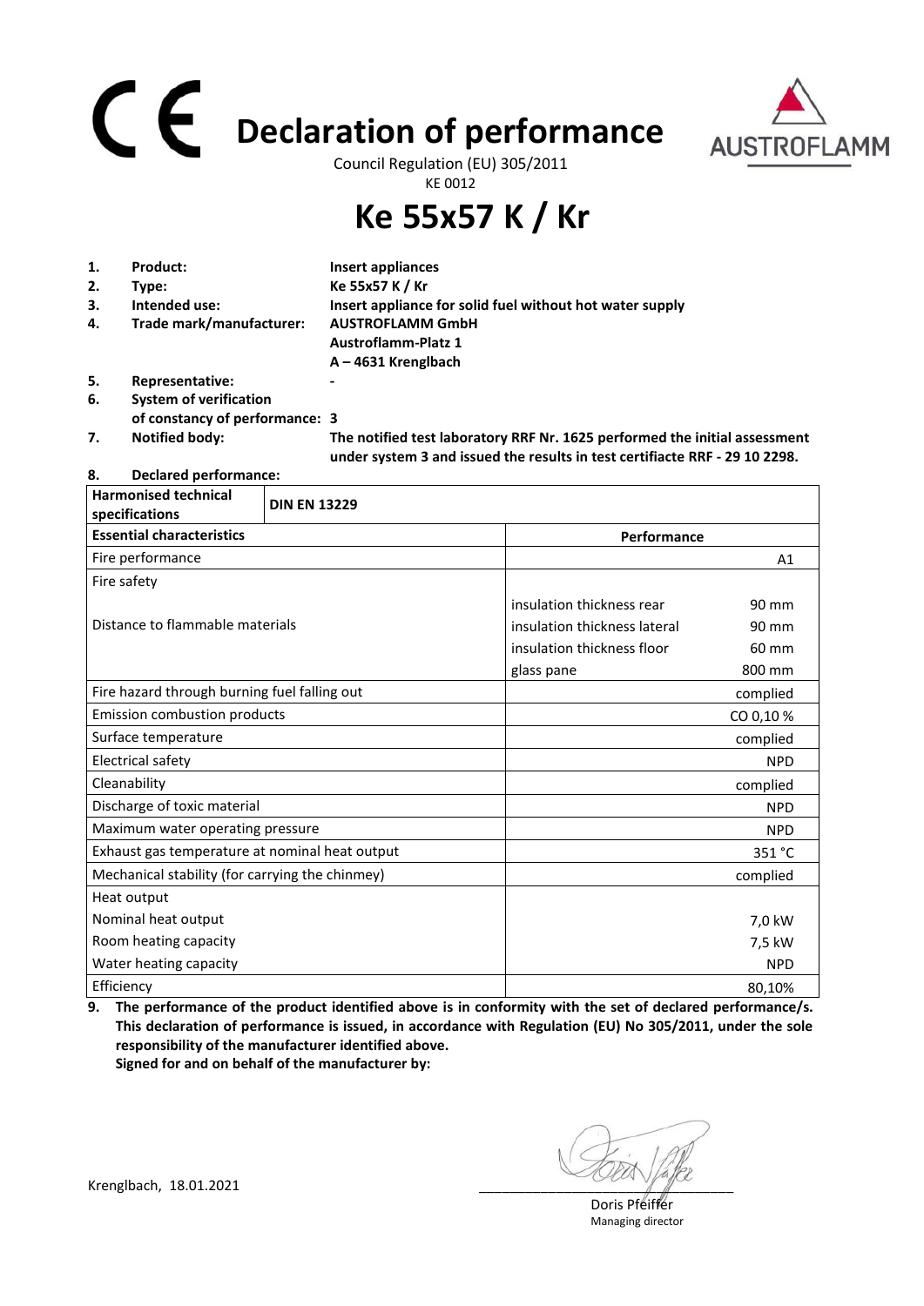# Declaration of performance

Council Regulation (EU) 305/2011

KE 0012

# Ke 55x57 K / Kr

| | | |
|---|---|---|
| **1.** | **Product:** | **Insert appliances** |
| **2.** | **Type:** | **Ke 55x57 K / Kr** |
| **3.** | **Intended use:** | **Insert appliance for solid fuel without hot water supply** |
| **4.** | **Trade mark/manufacturer:** | **AUSTROFLAMM GmbH**<br>**Austroflamm-Platz 1**<br>**A – 4631 Krenglbach** |
| **5.** | **Representative:** | **-** |
| **6.** | **System of verification of constancy of performance:** | **3** |
| **7.** | **Notified body:** | **The notified test laboratory RRF Nr. 1625 performed the initial assessment under system 3 and issued the results in test certifiacte RRF - 29 10 2298.** |

**8. Declared performance:**

| **Harmonised technical specifications** | **DIN EN 13229** | |
|---|---|---|
| **Essential characteristics** | **Performance** | |
| Fire performance | | A1 |
| Fire safety | | |
| Distance to flammable materials | insulation thickness rear | 90 mm |
| | insulation thickness lateral | 90 mm |
| | insulation thickness floor | 60 mm |
| | glass pane | 800 mm |
| Fire hazard through burning fuel falling out | | complied |
| Emission combustion products | | CO 0,10 % |
| Surface temperature | | complied |
| Electrical safety | | NPD |
| Cleanability | | complied |
| Discharge of toxic material | | NPD |
| Maximum water operating pressure | | NPD |
| Exhaust gas temperature at nominal heat output | | 351 °C |
| Mechanical stability (for carrying the chimney) | | complied |
| Heat output | | |
| Nominal heat output | | 7,0 kW |
| Room heating capacity | | 7,5 kW |
| Water heating capacity | | NPD |
| Efficiency | | 80,10% |

**9. The performance of the product identified above is in conformity with the set of declared performance/s. This declaration of performance is issued, in accordance with Regulation (EU) No 305/2011, under the sole responsibility of the manufacturer identified above.**
**Signed for and on behalf of the manufacturer by:**

Krenglbach, 18.01.2021

Doris Pfeiffer
Managing director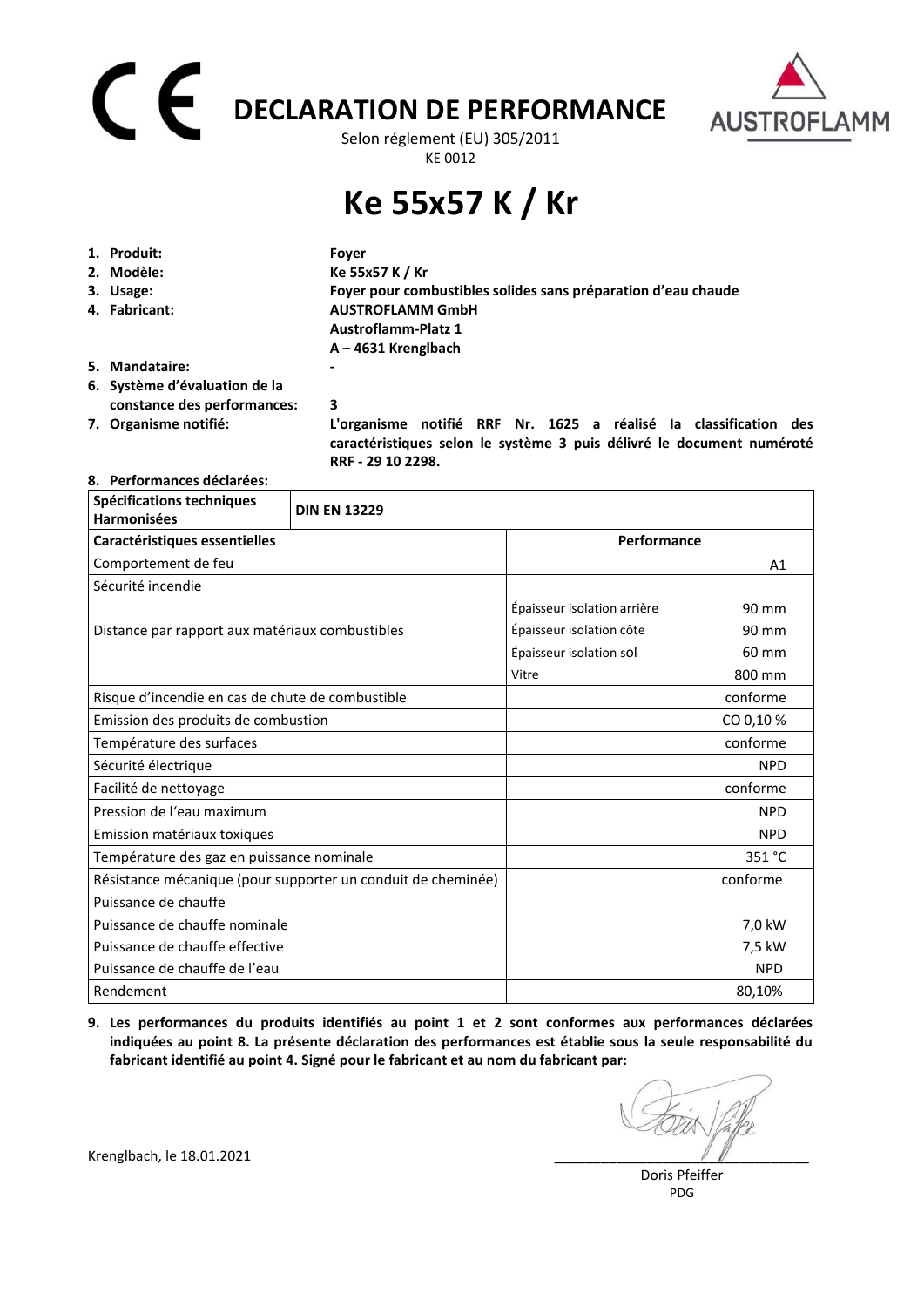# DECLARATION DE PERFORMANCE

Selon réglement (EU) 305/2011

KE 0012

# Ke 55x57 K / Kr

1. **Produit:** **Foyer**
2. **Modèle:** **Ke 55x57 K / Kr**
3. **Usage:** **Foyer pour combustibles solides sans préparation d'eau chaude**
4. **Fabricant:** **AUSTROFLAMM GmbH**
   **Austroflamm-Platz 1**
   **A – 4631 Krenglbach**
5. **Mandataire:** **-**
6. **Système d'évaluation de la constance des performances:** **3**
7. **Organisme notifié:** **L'organisme notifié RRF Nr. 1625 a réalisé la classification des caractéristiques selon le système 3 puis délivré le document numéroté RRF - 29 10 2298.**
8. **Performances déclarées:**

| **Spécifications techniques Harmonisées** | **DIN EN 13229** | |
|---|---|---|
| **Caractéristiques essentielles** | **Performance** | |
| Comportement de feu | | A1 |
| Sécurité incendie | | |
| Distance par rapport aux matériaux combustibles | Épaisseur isolation arrière | 90 mm |
| | Épaisseur isolation côte | 90 mm |
| | Épaisseur isolation sol | 60 mm |
| | Vitre | 800 mm |
| Risque d'incendie en cas de chute de combustible | | conforme |
| Emission des produits de combustion | | CO 0,10 % |
| Température des surfaces | | conforme |
| Sécurité électrique | | NPD |
| Facilité de nettoyage | | conforme |
| Pression de l'eau maximum | | NPD |
| Emission matériaux toxiques | | NPD |
| Température des gaz en puissance nominale | | 351 °C |
| Résistance mécanique (pour supporter un conduit de cheminée) | | conforme |
| Puissance de chauffe | | |
| Puissance de chauffe nominale | | 7,0 kW |
| Puissance de chauffe effective | | 7,5 kW |
| Puissance de chauffe de l'eau | | NPD |
| Rendement | | 80,10% |

9. **Les performances du produits identifiés au point 1 et 2 sont conformes aux performances déclarées indiquées au point 8. La présente déclaration des performances est établie sous la seule responsabilité du fabricant identifié au point 4. Signé pour le fabricant et au nom du fabricant par:**

Krenglbach, le 18.01.2021

Doris Pfeiffer

PDG